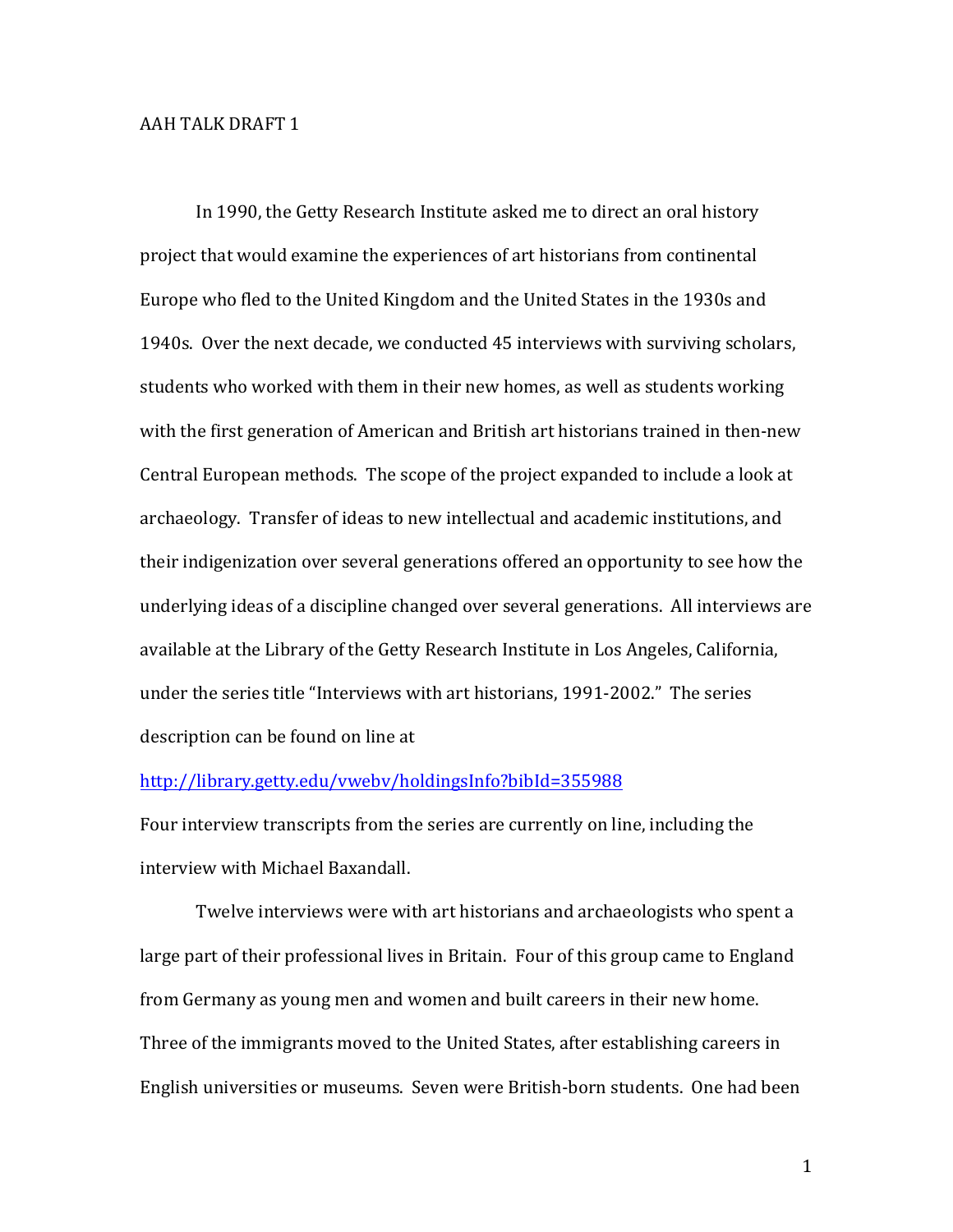AAH TALK DRAFT 1

In 1990, the Getty Research Institute asked me to direct an oral history project that would examine the experiences of art historians from continental Europe who fled to the United Kingdom and the United States in the 1930s and 1940s. Over the next decade, we conducted 45 interviews with surviving scholars, students who worked with them in their new homes, as well as students working with the first generation of American and British art historians trained in then-new Central European methods. The scope of the project expanded to include a look at archaeology. Transfer of ideas to new intellectual and academic institutions, and their indigenization over several generations offered an opportunity to see how the underlying ideas of a discipline changed over several generations. All interviews are available at the Library of the Getty Research Institute in Los Angeles, California, under the series title "Interviews with art historians, 1991-2002." The series description can be found on line at

http://library.getty.edu/vwebv/holdingsInfo?bibId=355988

Four interview transcripts from the series are currently on line, including the interview with Michael Baxandall.

Twelve interviews were with art historians and archaeologists who spent a large part of their professional lives in Britain. Four of this group came to England from Germany as young men and women and built careers in their new home. Three of the immigrants moved to the United States, after establishing careers in English universities or museums. Seven were British-born students. One had been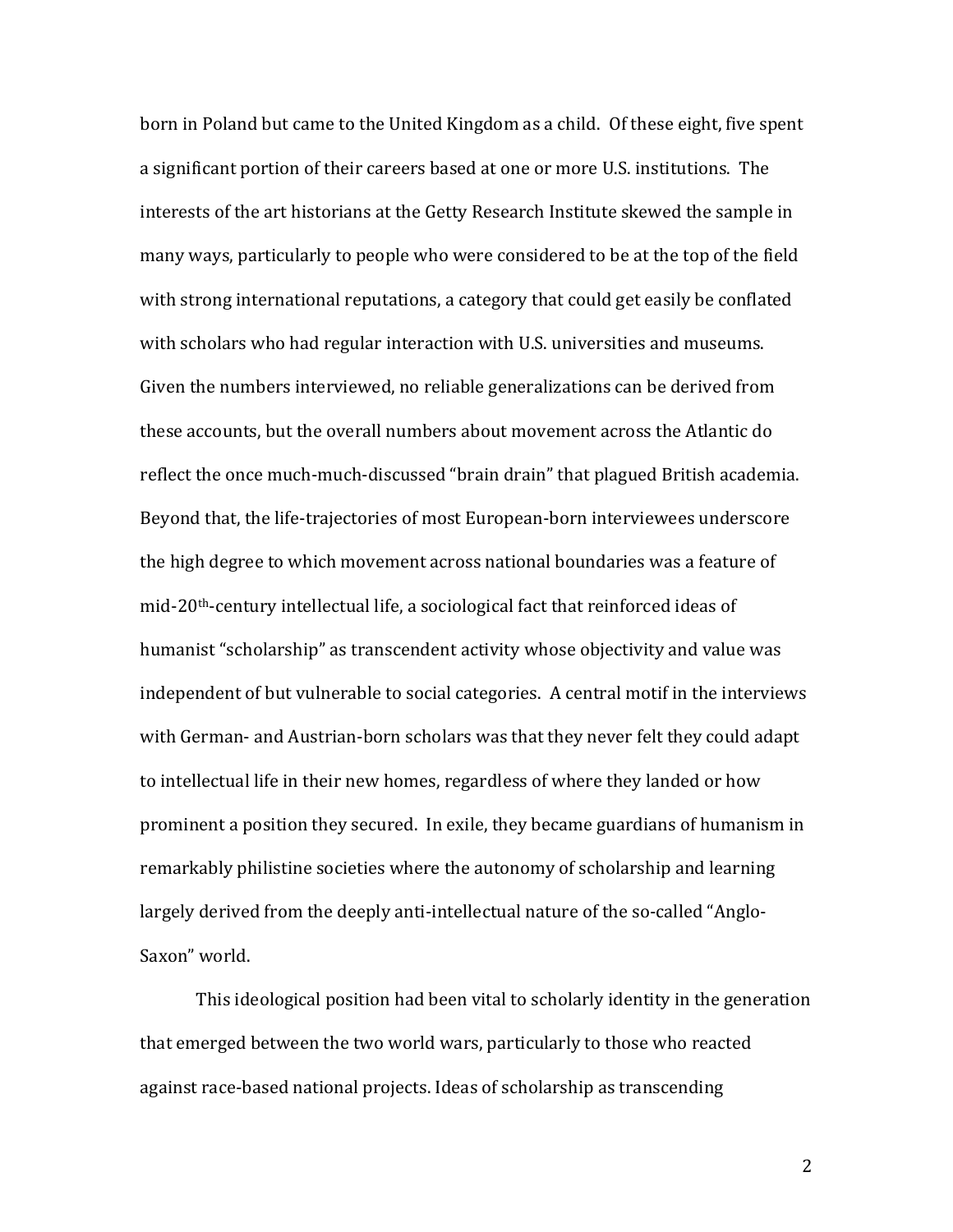born in Poland but came to the United Kingdom as a child. Of these eight, five spent a significant portion of their careers based at one or more U.S. institutions. The interests of the art historians at the Getty Research Institute skewed the sample in many ways, particularly to people who were considered to be at the top of the field with strong international reputations, a category that could get easily be conflated with scholars who had regular interaction with U.S. universities and museums. Given the numbers interviewed, no reliable generalizations can be derived from these accounts, but the overall numbers about movement across the Atlantic do reflect the once much-much-discussed "brain drain" that plagued British academia. Beyond that, the life-trajectories of most European-born interviewees underscore the high degree to which movement across national boundaries was a feature of mid-20th-century intellectual life, a sociological fact that reinforced ideas of humanist "scholarship" as transcendent activity whose objectivity and value was independent of but vulnerable to social categories. A central motif in the interviews with German- and Austrian-born scholars was that they never felt they could adapt to intellectual life in their new homes, regardless of where they landed or how prominent a position they secured. In exile, they became guardians of humanism in remarkably philistine societies where the autonomy of scholarship and learning largely derived from the deeply anti-intellectual nature of the so-called "Anglo-Saxon" world.

This ideological position had been vital to scholarly identity in the generation that emerged between the two world wars, particularly to those who reacted against race-based national projects. Ideas of scholarship as transcending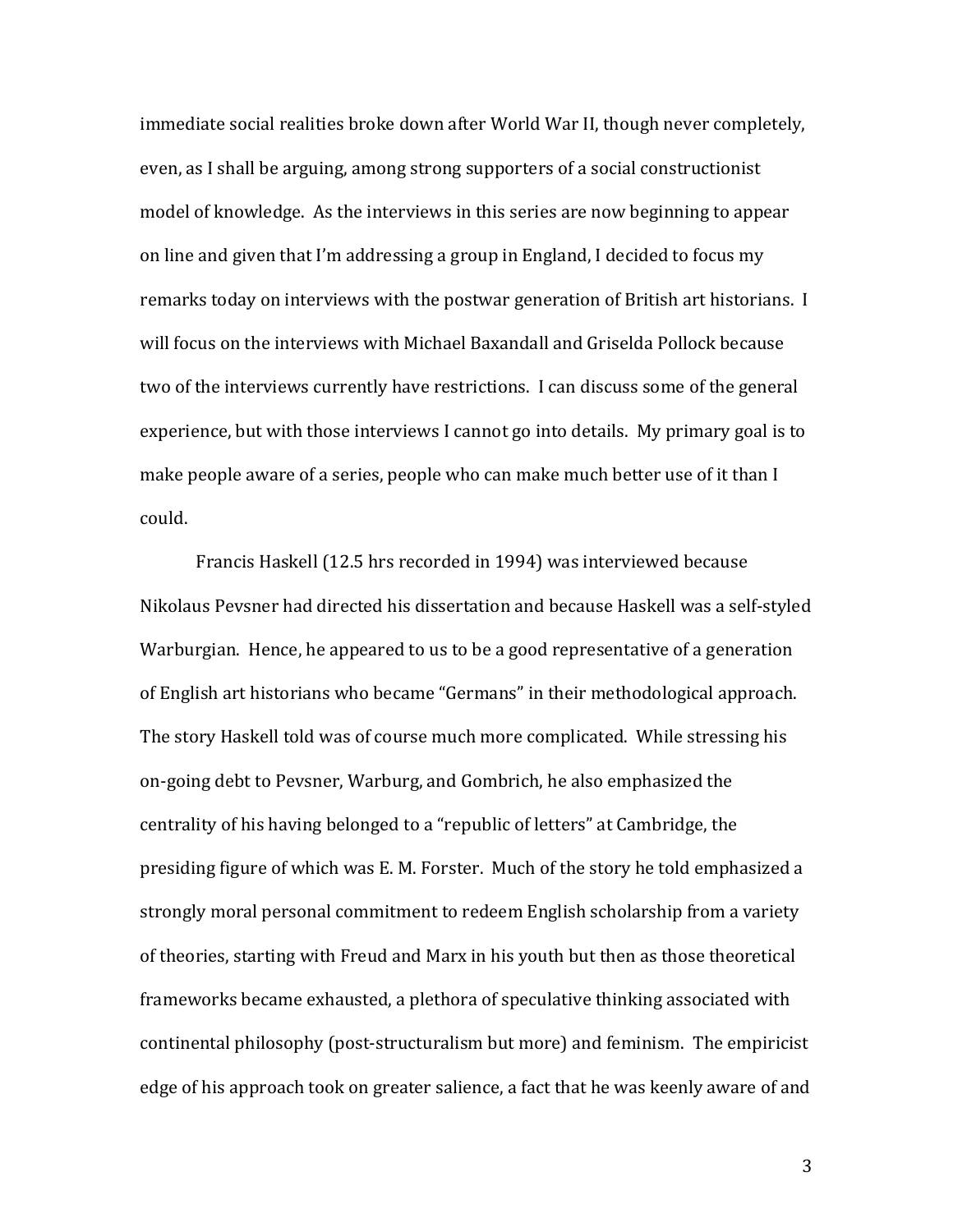immediate social realities broke down after World War II, though never completely, even, as I shall be arguing, among strong supporters of a social constructionist model of knowledge. As the interviews in this series are now beginning to appear on line and given that I'm addressing a group in England, I decided to focus my remarks today on interviews with the postwar generation of British art historians. I will focus on the interviews with Michael Baxandall and Griselda Pollock because two of the interviews currently have restrictions. I can discuss some of the general experience, but with those interviews I cannot go into details. My primary goal is to make people aware of a series, people who can make much better use of it than I could.

Francis Haskell (12.5 hrs recorded in 1994) was interviewed because Nikolaus Pevsner had directed his dissertation and because Haskell was a self-styled Warburgian. Hence, he appeared to us to be a good representative of a generation of English art historians who became "Germans" in their methodological approach. The story Haskell told was of course much more complicated. While stressing his on-going debt to Pevsner, Warburg, and Gombrich, he also emphasized the centrality of his having belonged to a "republic of letters" at Cambridge, the presiding figure of which was E. M. Forster. Much of the story he told emphasized a strongly moral personal commitment to redeem English scholarship from a variety of theories, starting with Freud and Marx in his youth but then as those theoretical frameworks became exhausted, a plethora of speculative thinking associated with continental philosophy (post-structuralism but more) and feminism. The empiricist edge of his approach took on greater salience, a fact that he was keenly aware of and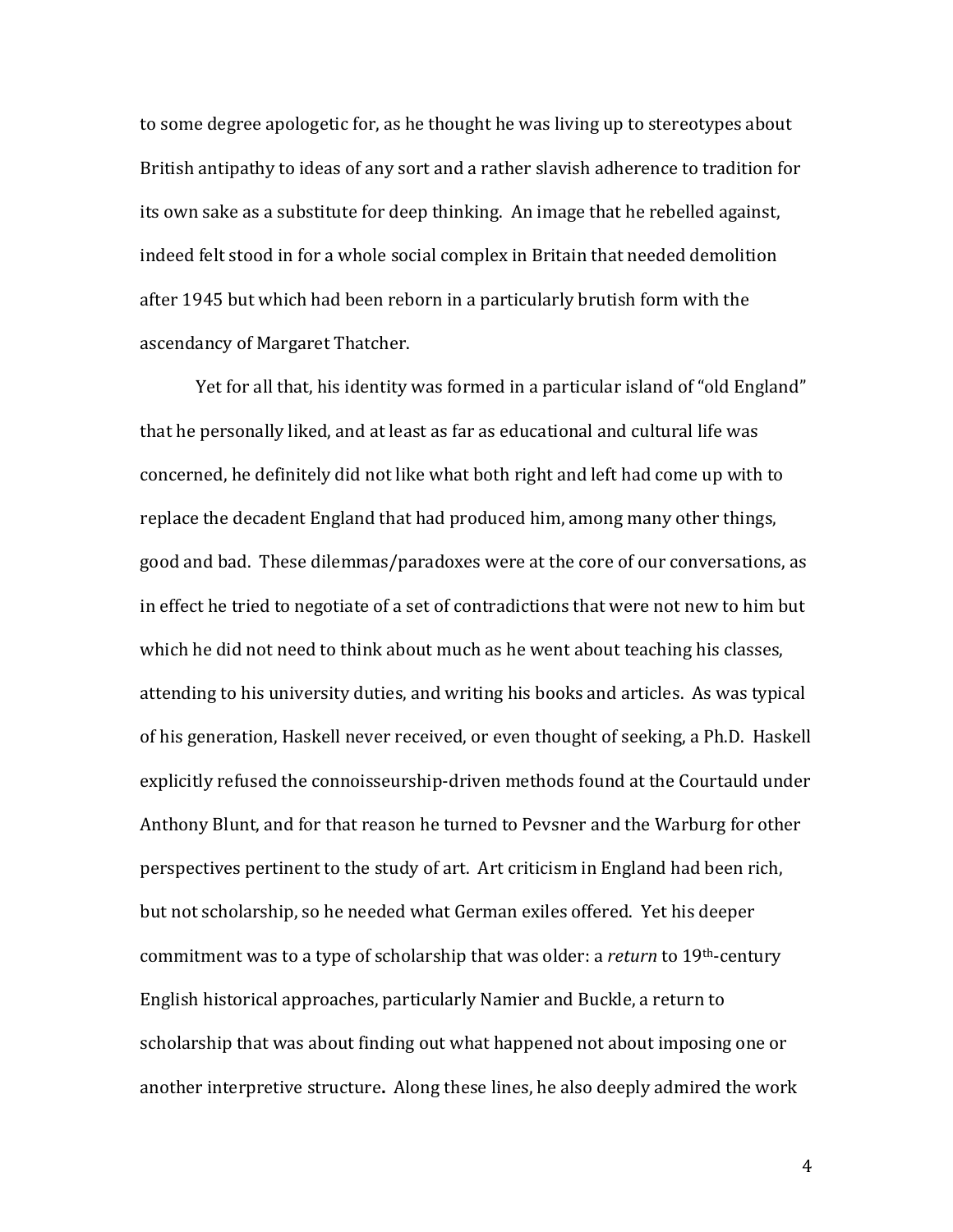to some degree apologetic for, as he thought he was living up to stereotypes about British antipathy to ideas of any sort and a rather slavish adherence to tradition for its own sake as a substitute for deep thinking. An image that he rebelled against, indeed felt stood in for a whole social complex in Britain that needed demolition after 1945 but which had been reborn in a particularly brutish form with the ascendancy of Margaret Thatcher.

Yet for all that, his identity was formed in a particular island of "old England" that he personally liked, and at least as far as educational and cultural life was concerned, he definitely did not like what both right and left had come up with to replace the decadent England that had produced him, among many other things, good and bad. These dilemmas/paradoxes were at the core of our conversations, as in effect he tried to negotiate of a set of contradictions that were not new to him but which he did not need to think about much as he went about teaching his classes, attending to his university duties, and writing his books and articles. As was typical of his generation, Haskell never received, or even thought of seeking, a Ph.D. Haskell explicitly refused the connoisseurship-driven methods found at the Courtauld under Anthony Blunt, and for that reason he turned to Pevsner and the Warburg for other perspectives pertinent to the study of art. Art criticism in England had been rich, but not scholarship, so he needed what German exiles offered. Yet his deeper commitment was to a type of scholarship that was older: a *return* to 19th-century English historical approaches, particularly Namier and Buckle, a return to scholarship that was about finding out what happened not about imposing one or another interpretive structure**.** Along these lines, he also deeply admired the work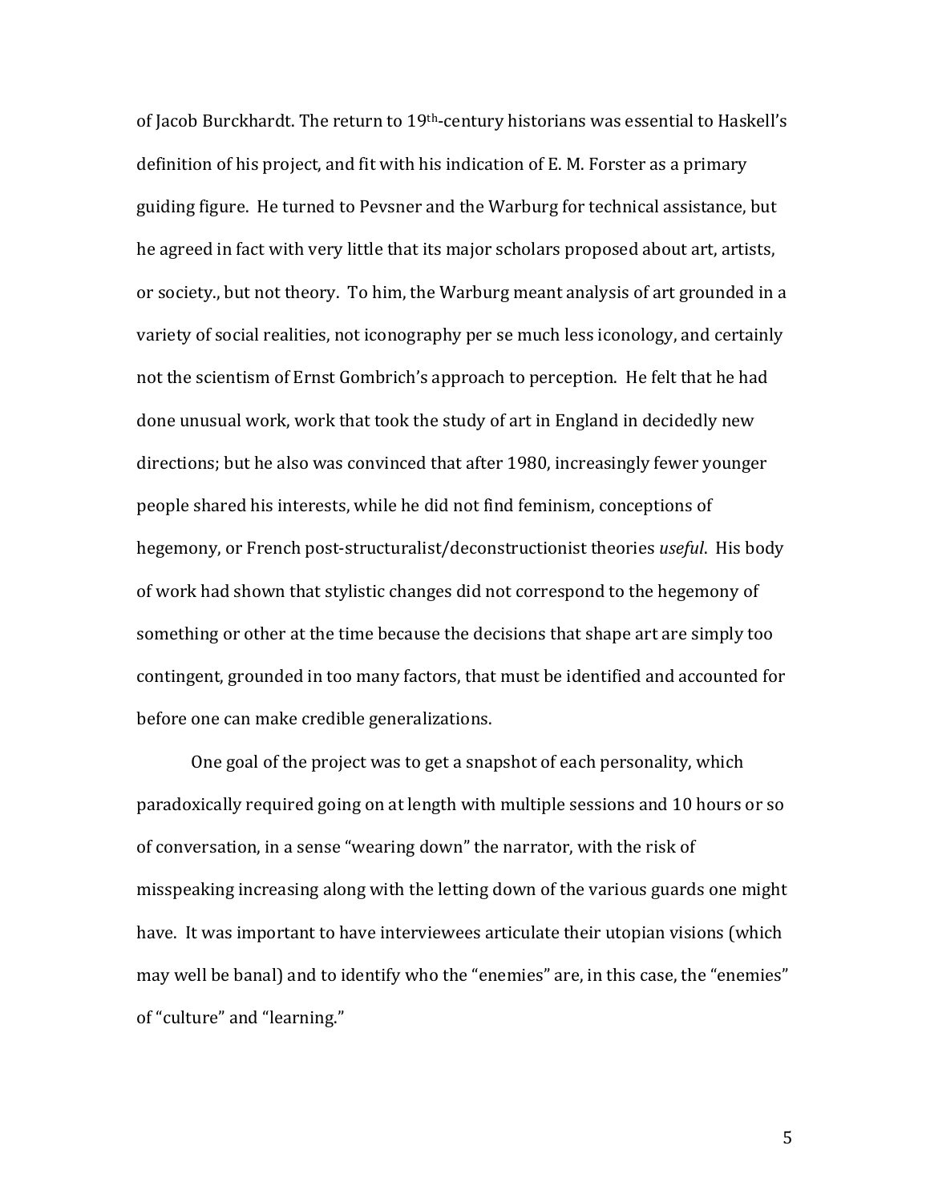of Jacob Burckhardt. The return to 19th-century historians was essential to Haskell's definition of his project, and fit with his indication of E. M. Forster as a primary guiding figure. He turned to Pevsner and the Warburg for technical assistance, but he agreed in fact with very little that its major scholars proposed about art, artists, or society., but not theory. To him, the Warburg meant analysis of art grounded in a variety of social realities, not iconography per se much less iconology, and certainly not the scientism of Ernst Gombrich's approach to perception. He felt that he had done unusual work, work that took the study of art in England in decidedly new directions; but he also was convinced that after 1980, increasingly fewer younger people shared his interests, while he did not find feminism, conceptions of hegemony, or French post-structuralist/deconstructionist theories *useful*. His body of work had shown that stylistic changes did not correspond to the hegemony of something or other at the time because the decisions that shape art are simply too contingent, grounded in too many factors, that must be identified and accounted for before one can make credible generalizations.

One goal of the project was to get a snapshot of each personality, which paradoxically required going on at length with multiple sessions and 10 hours or so of conversation, in a sense "wearing down" the narrator, with the risk of misspeaking increasing along with the letting down of the various guards one might have. It was important to have interviewees articulate their utopian visions (which may well be banal) and to identify who the "enemies" are, in this case, the "enemies" of "culture" and "learning."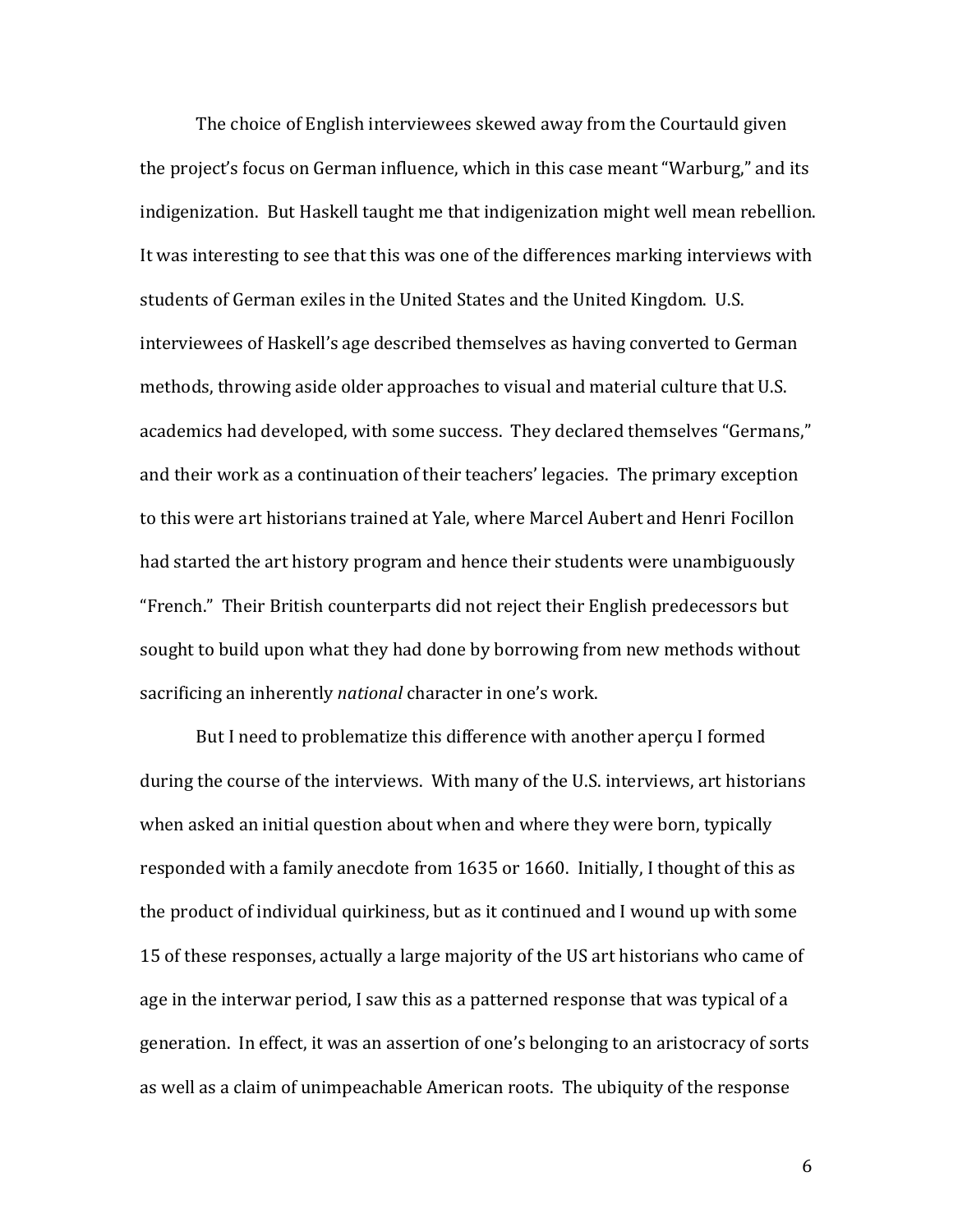The choice of English interviewees skewed away from the Courtauld given the project's focus on German influence, which in this case meant "Warburg," and its indigenization. But Haskell taught me that indigenization might well mean rebellion. It was interesting to see that this was one of the differences marking interviews with students of German exiles in the United States and the United Kingdom. U.S. interviewees of Haskell's age described themselves as having converted to German methods, throwing aside older approaches to visual and material culture that U.S. academics had developed, with some success. They declared themselves "Germans," and their work as a continuation of their teachers' legacies. The primary exception to this were art historians trained at Yale, where Marcel Aubert and Henri Focillon had started the art history program and hence their students were unambiguously "French." Their British counterparts did not reject their English predecessors but sought to build upon what they had done by borrowing from new methods without sacrificing an inherently *national* character in one's work.

But I need to problematize this difference with another aperçu I formed during the course of the interviews. With many of the U.S. interviews, art historians when asked an initial question about when and where they were born, typically responded with a family anecdote from 1635 or 1660. Initially, I thought of this as the product of individual quirkiness, but as it continued and I wound up with some 15 of these responses, actually a large majority of the US art historians who came of age in the interwar period, I saw this as a patterned response that was typical of a generation. In effect, it was an assertion of one's belonging to an aristocracy of sorts as well as a claim of unimpeachable American roots. The ubiquity of the response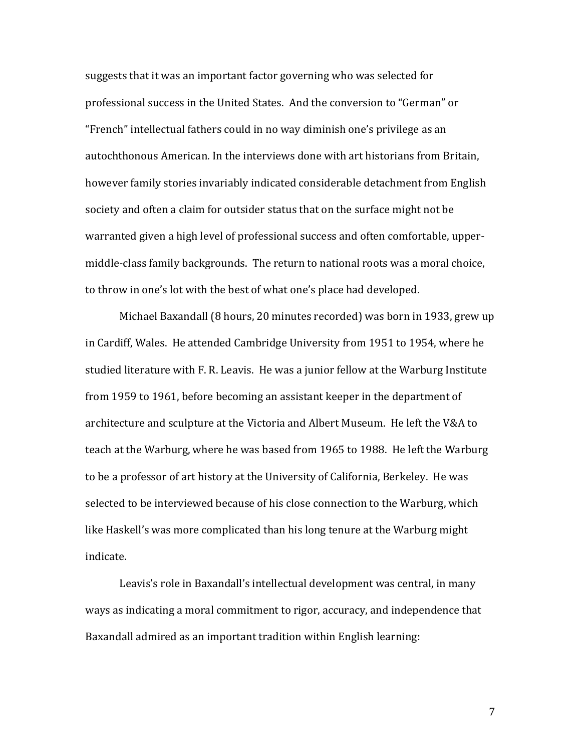suggests that it was an important factor governing who was selected for professional success in the United States. And the conversion to "German" or "French" intellectual fathers could in no way diminish one's privilege as an autochthonous American. In the interviews done with art historians from Britain, however family stories invariably indicated considerable detachment from English society and often a claim for outsider status that on the surface might not be warranted given a high level of professional success and often comfortable, upper-middle-class family backgrounds. The return to national roots was a moral choice, to throw in one's lot with the best of what one's place had developed.

Michael Baxandall (8 hours, 20 minutes recorded) was born in 1933, grew up in Cardiff, Wales. He attended Cambridge University from 1951 to 1954, where he studied literature with F. R. Leavis. He was a junior fellow at the Warburg Institute from 1959 to 1961, before becoming an assistant keeper in the department of architecture and sculpture at the Victoria and Albert Museum. He left the V&A to teach at the Warburg, where he was based from 1965 to 1988. He left the Warburg to be a professor of art history at the University of California, Berkeley. He was selected to be interviewed because of his close connection to the Warburg, which like Haskell's was more complicated than his long tenure at the Warburg might indicate.

Leavis's role in Baxandall's intellectual development was central, in many ways as indicating a moral commitment to rigor, accuracy, and independence that Baxandall admired as an important tradition within English learning: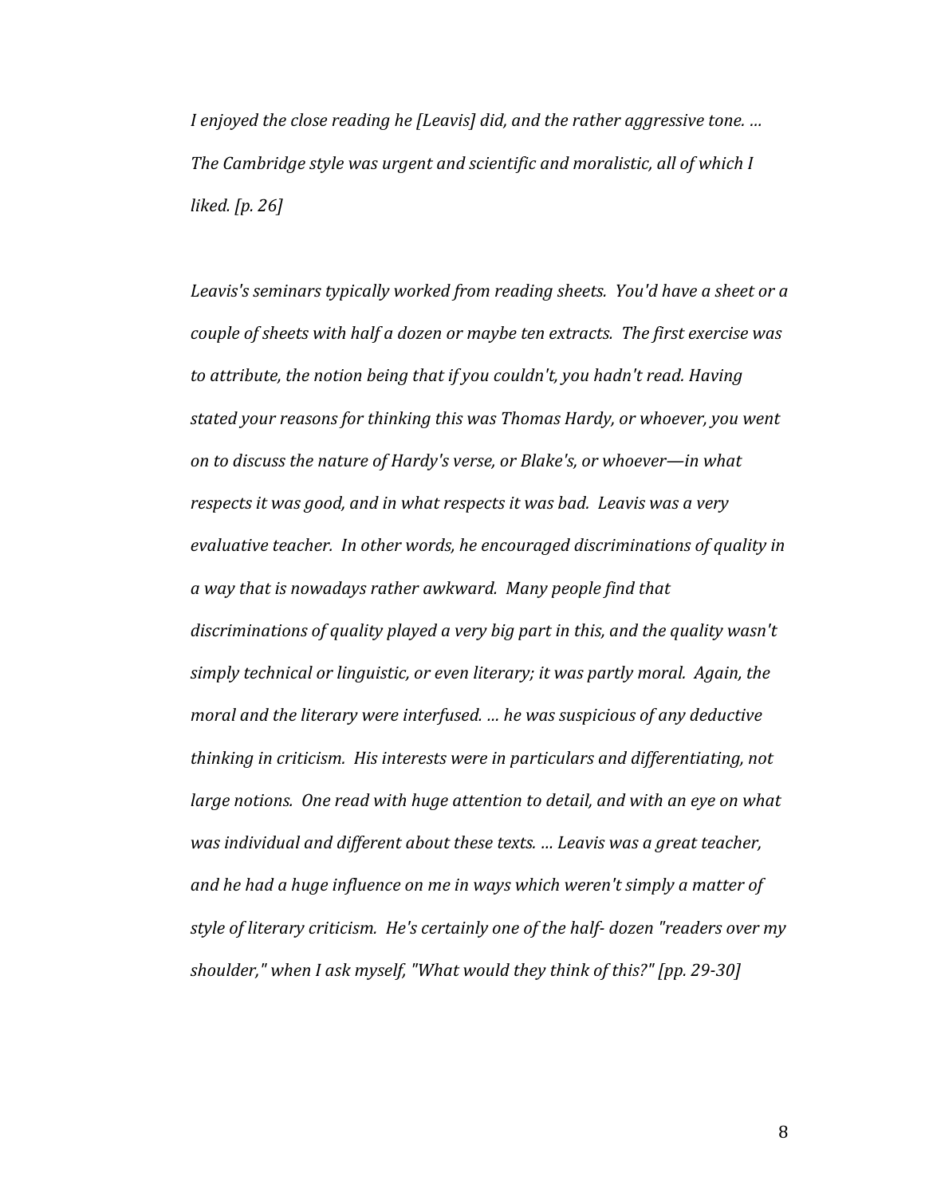*I enjoyed the close reading he [Leavis] did, and the rather aggressive tone. … The Cambridge style was urgent and scientific and moralistic, all of which I liked. [p. 26]*

*Leavis's seminars typically worked from reading sheets. You'd have a sheet or a couple of sheets with half a dozen or maybe ten extracts. The first exercise was to attribute, the notion being that if you couldn't, you hadn't read. Having stated your reasons for thinking this was Thomas Hardy, or whoever, you went on to discuss the nature of Hardy's verse, or Blake's, or whoever—in what respects it was good, and in what respects it was bad. Leavis was a very evaluative teacher. In other words, he encouraged discriminations of quality in a way that is nowadays rather awkward. Many people find that discriminations of quality played a very big part in this, and the quality wasn't simply technical or linguistic, or even literary; it was partly moral. Again, the moral and the literary were interfused. … he was suspicious of any deductive thinking in criticism. His interests were in particulars and differentiating, not large notions. One read with huge attention to detail, and with an eye on what was individual and different about these texts. … Leavis was a great teacher, and he had a huge influence on me in ways which weren't simply a matter of style of literary criticism. He's certainly one of the half- dozen "readers over my shoulder," when I ask myself, "What would they think of this?" [pp. 29-30]*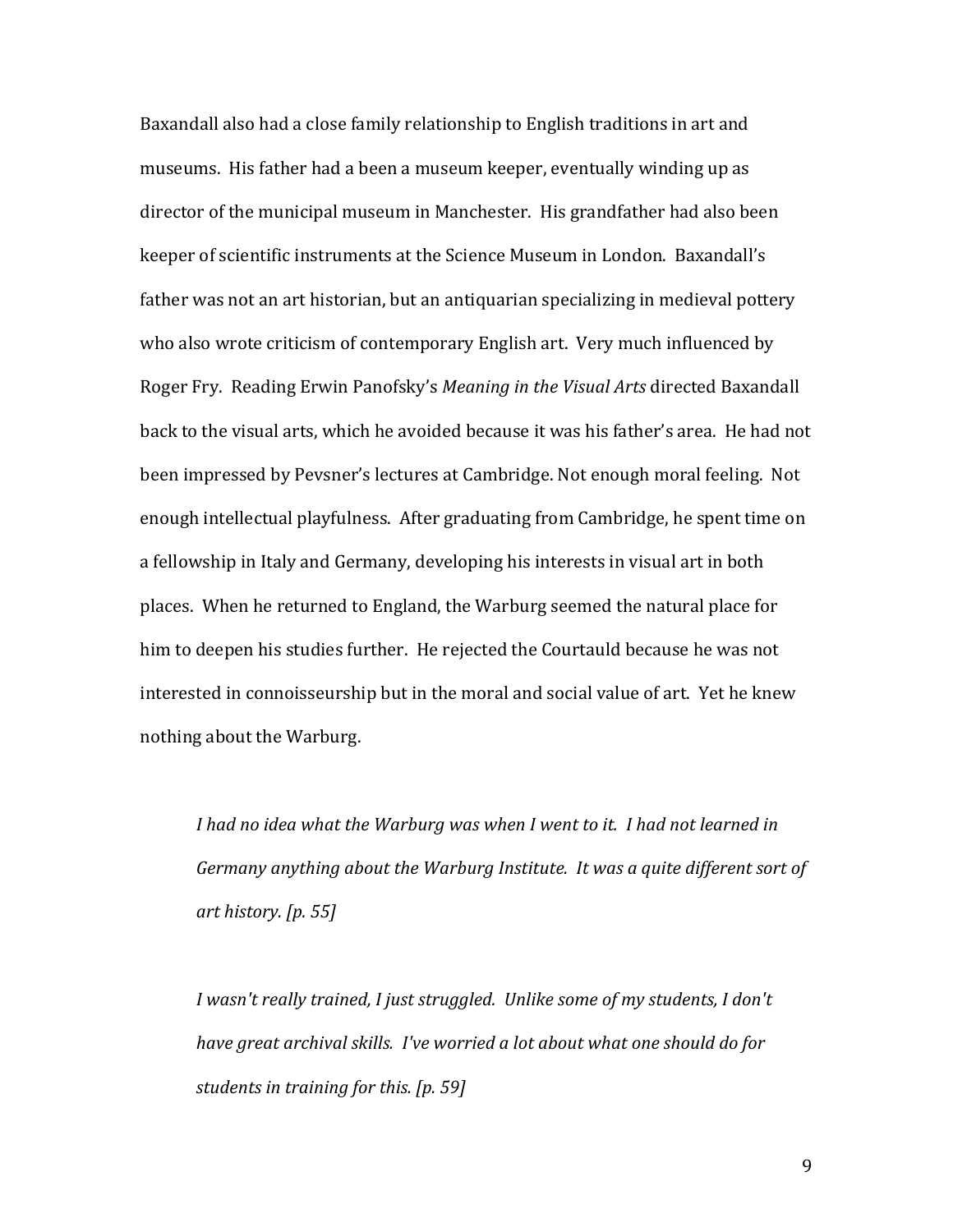Baxandall also had a close family relationship to English traditions in art and museums. His father had a been a museum keeper, eventually winding up as director of the municipal museum in Manchester. His grandfather had also been keeper of scientific instruments at the Science Museum in London. Baxandall's father was not an art historian, but an antiquarian specializing in medieval pottery who also wrote criticism of contemporary English art. Very much influenced by Roger Fry. Reading Erwin Panofsky's *Meaning in the Visual Arts* directed Baxandall back to the visual arts, which he avoided because it was his father's area. He had not been impressed by Pevsner's lectures at Cambridge. Not enough moral feeling. Not enough intellectual playfulness. After graduating from Cambridge, he spent time on a fellowship in Italy and Germany, developing his interests in visual art in both places. When he returned to England, the Warburg seemed the natural place for him to deepen his studies further. He rejected the Courtauld because he was not interested in connoisseurship but in the moral and social value of art. Yet he knew nothing about the Warburg.

> *I had no idea what the Warburg was when I went to it. I had not learned in Germany anything about the Warburg Institute. It was a quite different sort of art history. [p. 55]*

> *I wasn't really trained, I just struggled. Unlike some of my students, I don't have great archival skills. I've worried a lot about what one should do for students in training for this. [p. 59]*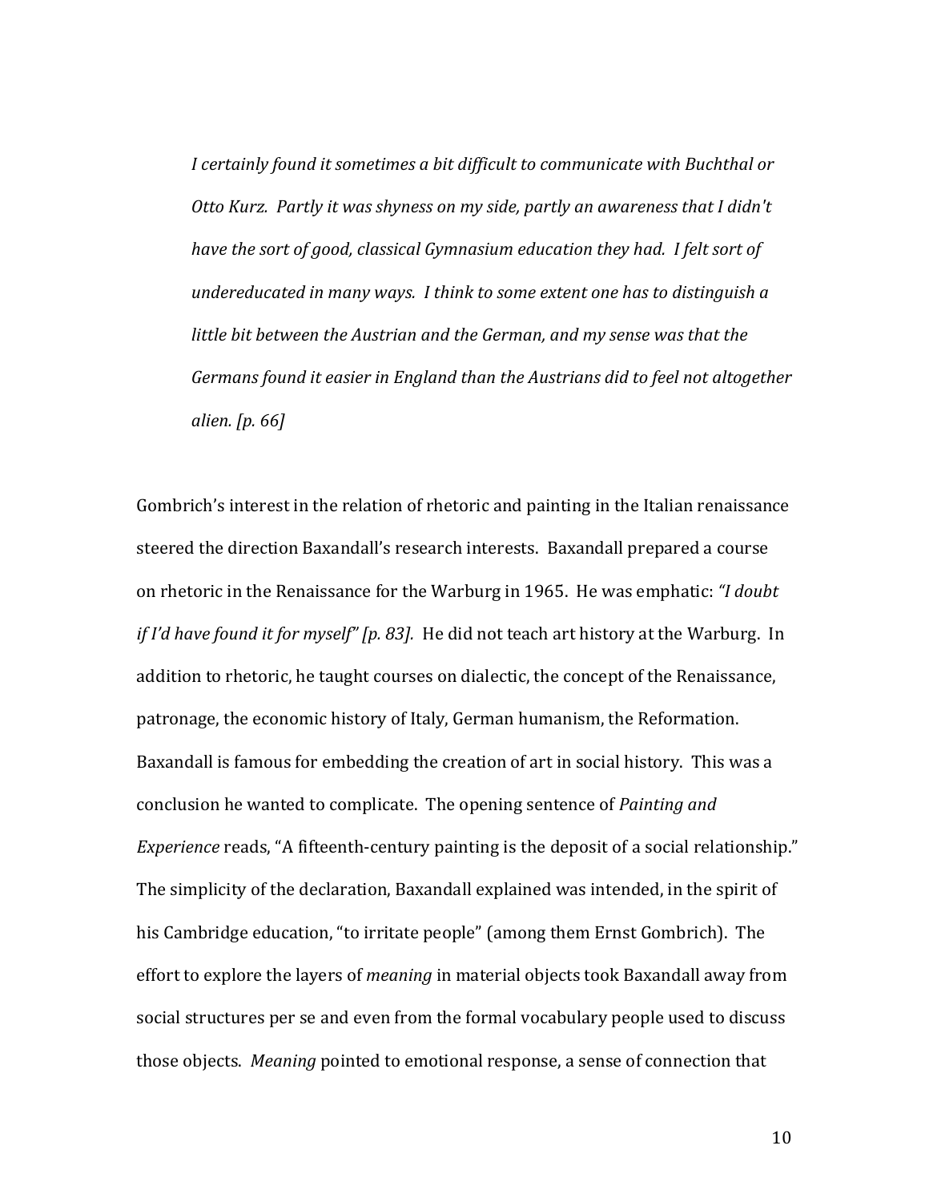> *I certainly found it sometimes a bit difficult to communicate with Buchthal or Otto Kurz. Partly it was shyness on my side, partly an awareness that I didn't have the sort of good, classical Gymnasium education they had. I felt sort of undereducated in many ways. I think to some extent one has to distinguish a little bit between the Austrian and the German, and my sense was that the Germans found it easier in England than the Austrians did to feel not altogether alien. [p. 66]*

Gombrich's interest in the relation of rhetoric and painting in the Italian renaissance steered the direction Baxandall's research interests. Baxandall prepared a course on rhetoric in the Renaissance for the Warburg in 1965. He was emphatic: *"I doubt if I'd have found it for myself" [p. 83].* He did not teach art history at the Warburg. In addition to rhetoric, he taught courses on dialectic, the concept of the Renaissance, patronage, the economic history of Italy, German humanism, the Reformation. Baxandall is famous for embedding the creation of art in social history. This was a conclusion he wanted to complicate. The opening sentence of *Painting and Experience* reads, "A fifteenth-century painting is the deposit of a social relationship." The simplicity of the declaration, Baxandall explained was intended, in the spirit of his Cambridge education, "to irritate people" (among them Ernst Gombrich). The effort to explore the layers of *meaning* in material objects took Baxandall away from social structures per se and even from the formal vocabulary people used to discuss those objects. *Meaning* pointed to emotional response, a sense of connection that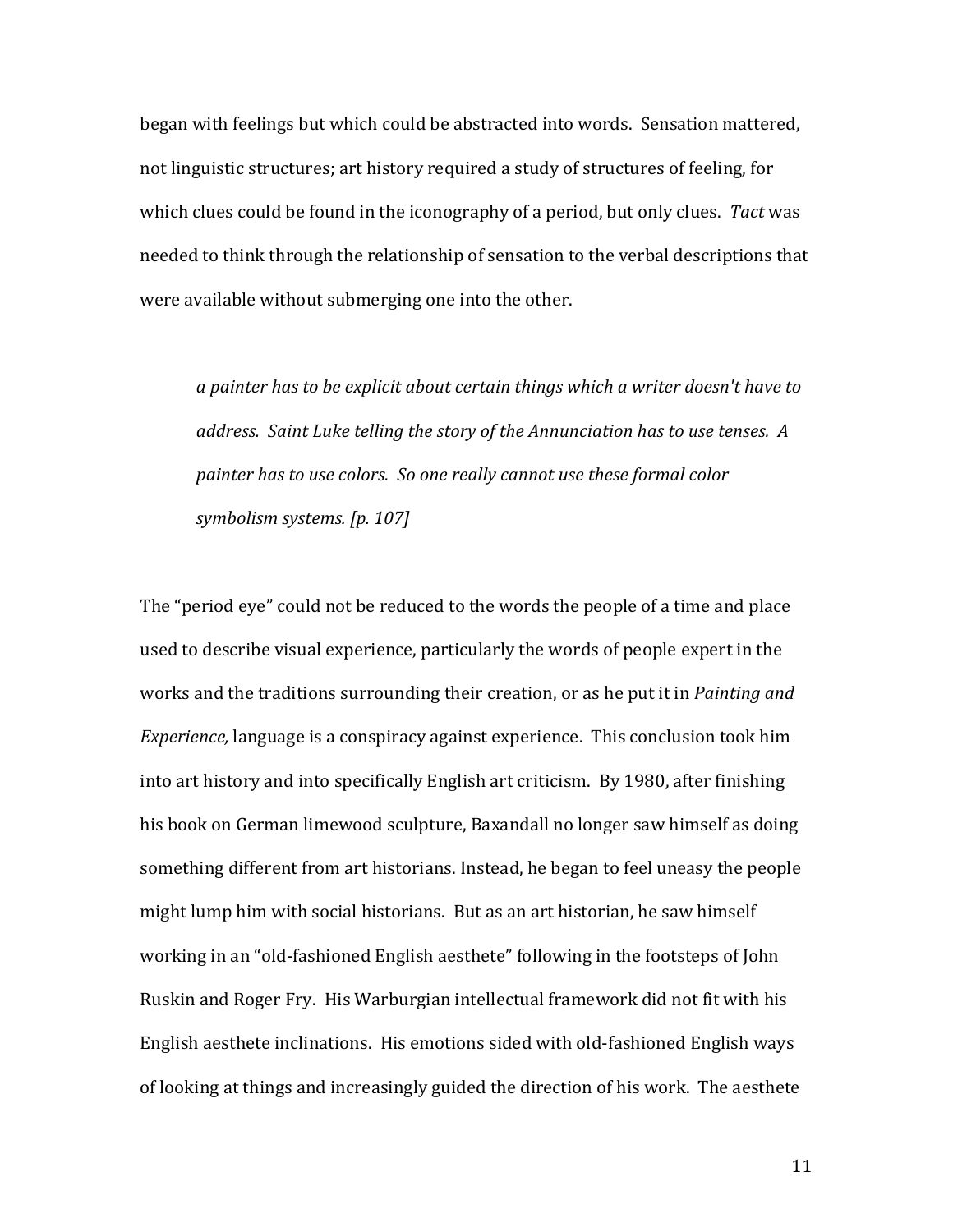began with feelings but which could be abstracted into words. Sensation mattered, not linguistic structures; art history required a study of structures of feeling, for which clues could be found in the iconography of a period, but only clues. *Tact* was needed to think through the relationship of sensation to the verbal descriptions that were available without submerging one into the other.

> *a painter has to be explicit about certain things which a writer doesn't have to address. Saint Luke telling the story of the Annunciation has to use tenses. A painter has to use colors. So one really cannot use these formal color symbolism systems. [p. 107]*

The "period eye" could not be reduced to the words the people of a time and place used to describe visual experience, particularly the words of people expert in the works and the traditions surrounding their creation, or as he put it in *Painting and Experience,* language is a conspiracy against experience. This conclusion took him into art history and into specifically English art criticism. By 1980, after finishing his book on German limewood sculpture, Baxandall no longer saw himself as doing something different from art historians. Instead, he began to feel uneasy the people might lump him with social historians. But as an art historian, he saw himself working in an "old-fashioned English aesthete" following in the footsteps of John Ruskin and Roger Fry. His Warburgian intellectual framework did not fit with his English aesthete inclinations. His emotions sided with old-fashioned English ways of looking at things and increasingly guided the direction of his work. The aesthete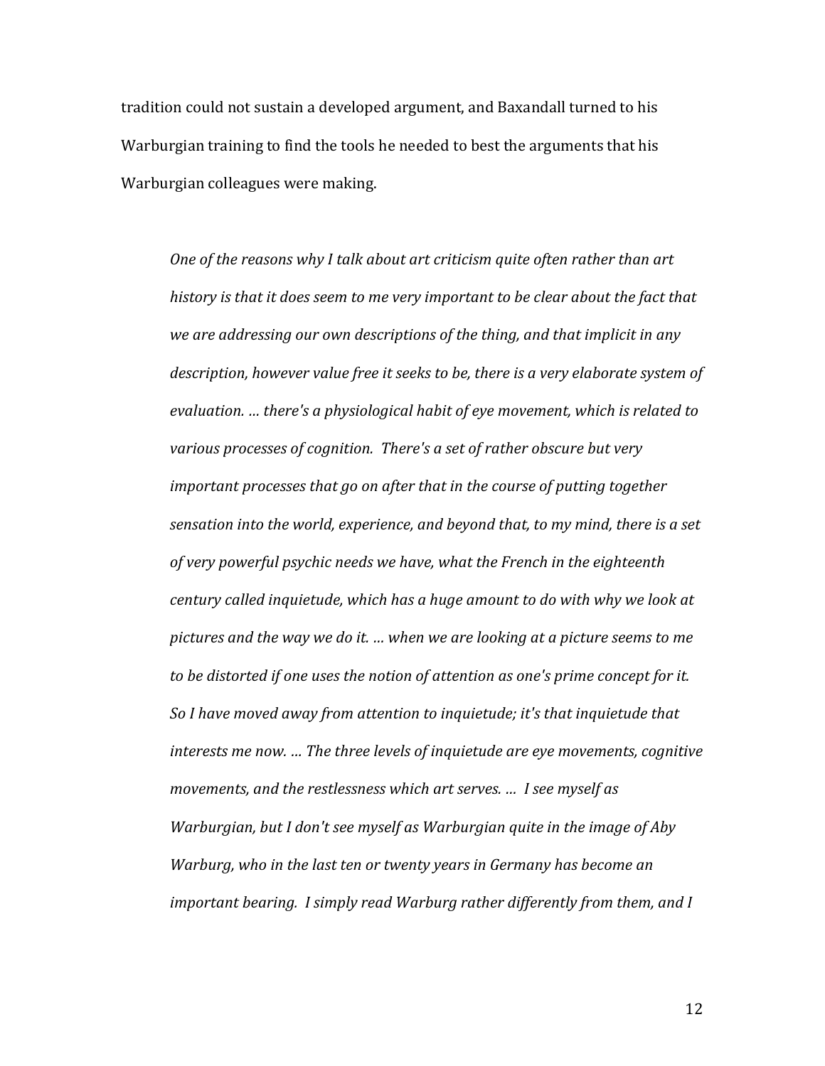tradition could not sustain a developed argument, and Baxandall turned to his Warburgian training to find the tools he needed to best the arguments that his Warburgian colleagues were making.

> *One of the reasons why I talk about art criticism quite often rather than art history is that it does seem to me very important to be clear about the fact that we are addressing our own descriptions of the thing, and that implicit in any description, however value free it seeks to be, there is a very elaborate system of evaluation. … there's a physiological habit of eye movement, which is related to various processes of cognition. There's a set of rather obscure but very important processes that go on after that in the course of putting together sensation into the world, experience, and beyond that, to my mind, there is a set of very powerful psychic needs we have, what the French in the eighteenth century called inquietude, which has a huge amount to do with why we look at pictures and the way we do it. … when we are looking at a picture seems to me to be distorted if one uses the notion of attention as one's prime concept for it. So I have moved away from attention to inquietude; it's that inquietude that interests me now. … The three levels of inquietude are eye movements, cognitive movements, and the restlessness which art serves. … I see myself as Warburgian, but I don't see myself as Warburgian quite in the image of Aby Warburg, who in the last ten or twenty years in Germany has become an important bearing. I simply read Warburg rather differently from them, and I*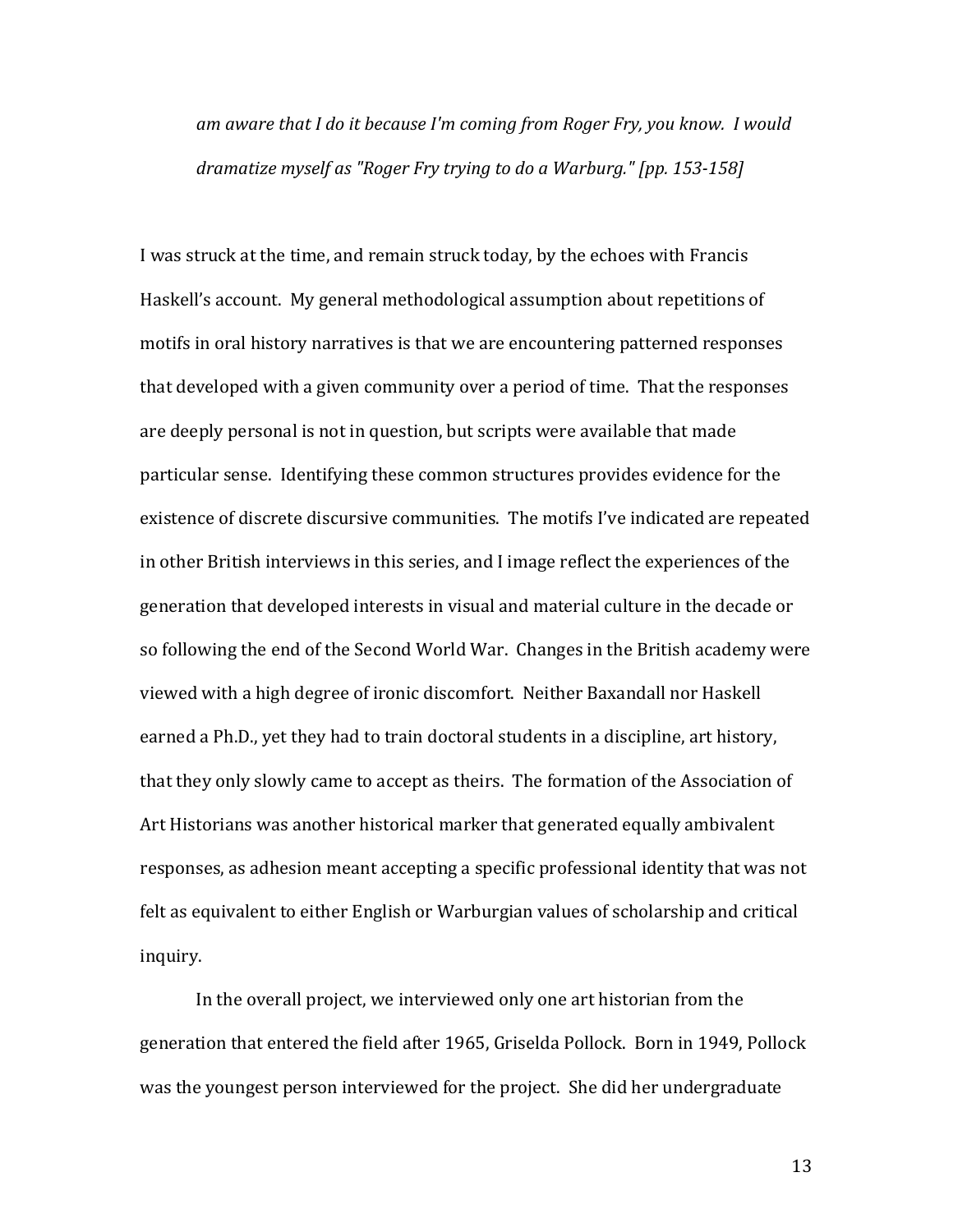*am aware that I do it because I'm coming from Roger Fry, you know. I would dramatize myself as "Roger Fry trying to do a Warburg." [pp. 153-158]*

I was struck at the time, and remain struck today, by the echoes with Francis Haskell's account. My general methodological assumption about repetitions of motifs in oral history narratives is that we are encountering patterned responses that developed with a given community over a period of time. That the responses are deeply personal is not in question, but scripts were available that made particular sense. Identifying these common structures provides evidence for the existence of discrete discursive communities. The motifs I've indicated are repeated in other British interviews in this series, and I image reflect the experiences of the generation that developed interests in visual and material culture in the decade or so following the end of the Second World War. Changes in the British academy were viewed with a high degree of ironic discomfort. Neither Baxandall nor Haskell earned a Ph.D., yet they had to train doctoral students in a discipline, art history, that they only slowly came to accept as theirs. The formation of the Association of Art Historians was another historical marker that generated equally ambivalent responses, as adhesion meant accepting a specific professional identity that was not felt as equivalent to either English or Warburgian values of scholarship and critical inquiry.

In the overall project, we interviewed only one art historian from the generation that entered the field after 1965, Griselda Pollock. Born in 1949, Pollock was the youngest person interviewed for the project. She did her undergraduate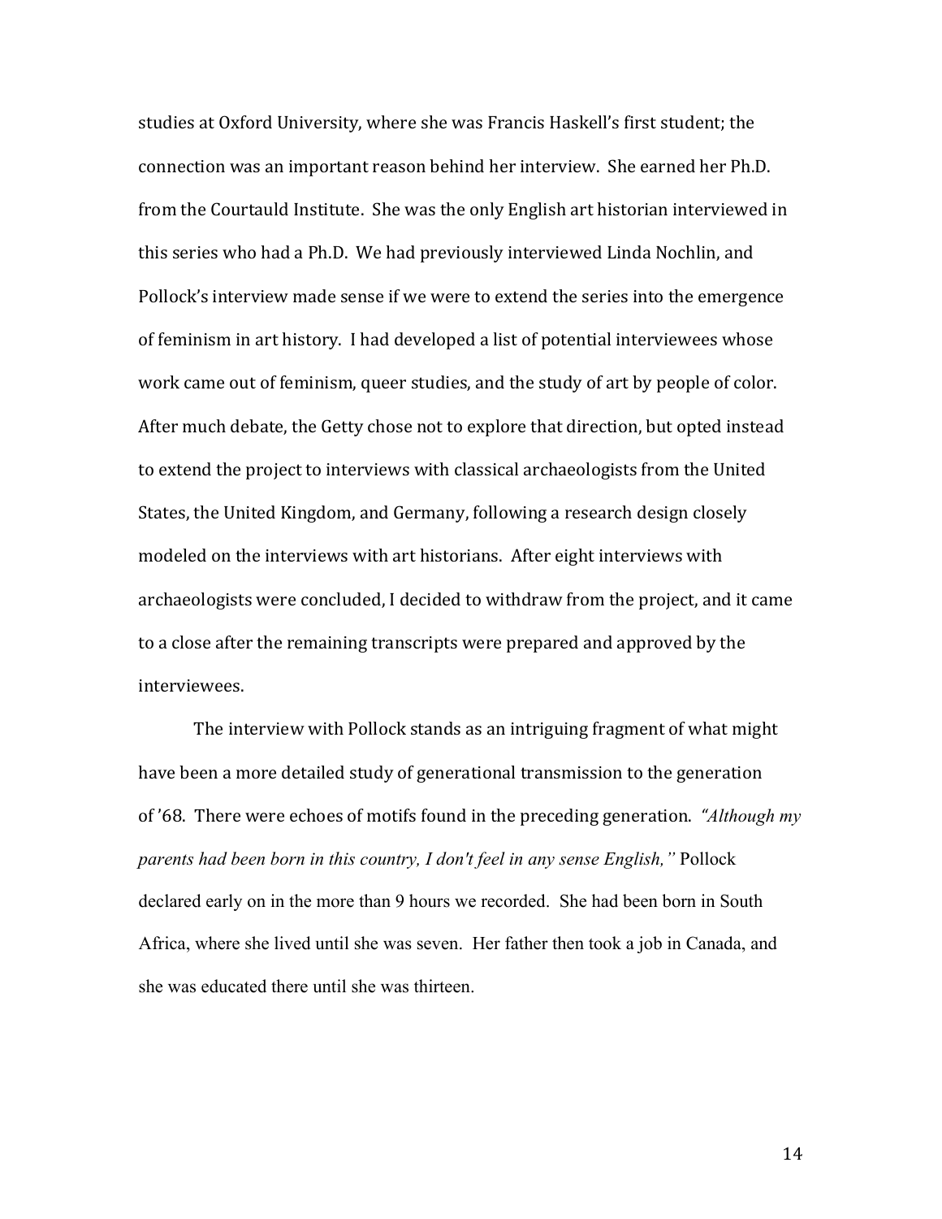studies at Oxford University, where she was Francis Haskell's first student; the connection was an important reason behind her interview. She earned her Ph.D. from the Courtauld Institute. She was the only English art historian interviewed in this series who had a Ph.D. We had previously interviewed Linda Nochlin, and Pollock's interview made sense if we were to extend the series into the emergence of feminism in art history. I had developed a list of potential interviewees whose work came out of feminism, queer studies, and the study of art by people of color. After much debate, the Getty chose not to explore that direction, but opted instead to extend the project to interviews with classical archaeologists from the United States, the United Kingdom, and Germany, following a research design closely modeled on the interviews with art historians. After eight interviews with archaeologists were concluded, I decided to withdraw from the project, and it came to a close after the remaining transcripts were prepared and approved by the interviewees.

The interview with Pollock stands as an intriguing fragment of what might have been a more detailed study of generational transmission to the generation of '68. There were echoes of motifs found in the preceding generation. *"Although my parents had been born in this country, I don't feel in any sense English,"* Pollock declared early on in the more than 9 hours we recorded. She had been born in South Africa, where she lived until she was seven. Her father then took a job in Canada, and she was educated there until she was thirteen.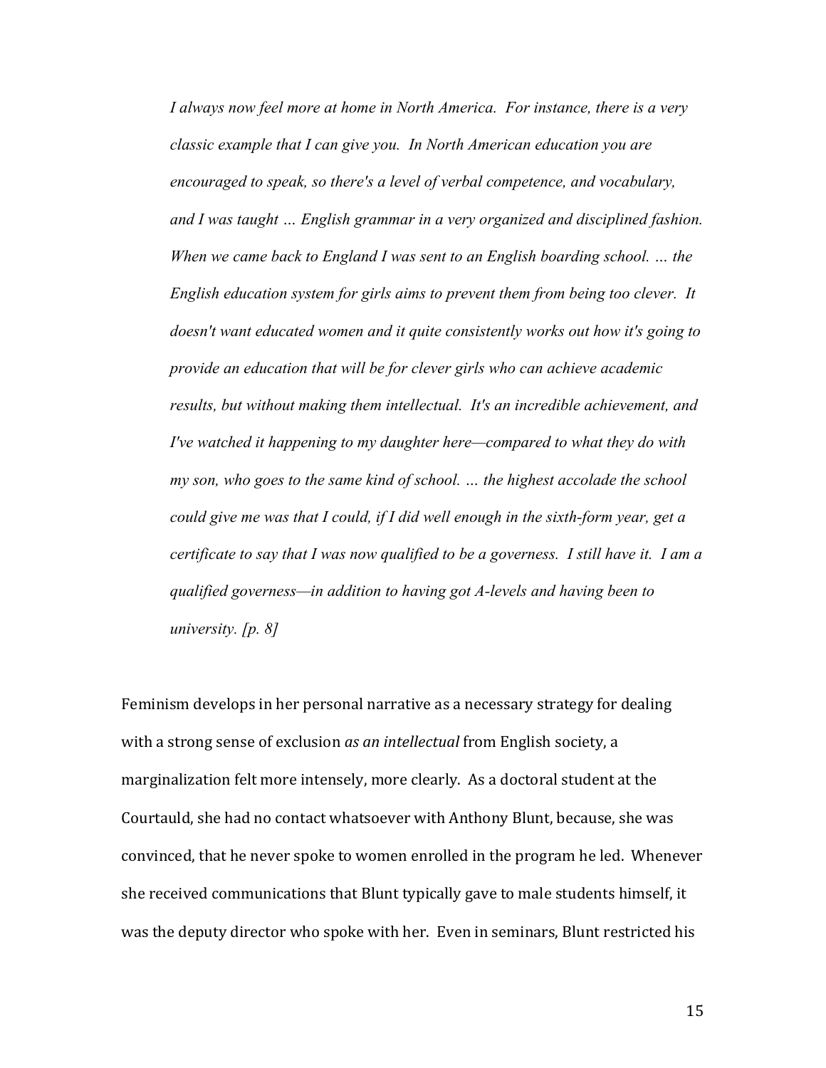*I always now feel more at home in North America. For instance, there is a very classic example that I can give you. In North American education you are encouraged to speak, so there's a level of verbal competence, and vocabulary, and I was taught … English grammar in a very organized and disciplined fashion. When we came back to England I was sent to an English boarding school. … the English education system for girls aims to prevent them from being too clever. It doesn't want educated women and it quite consistently works out how it's going to provide an education that will be for clever girls who can achieve academic results, but without making them intellectual. It's an incredible achievement, and I've watched it happening to my daughter here—compared to what they do with my son, who goes to the same kind of school. … the highest accolade the school could give me was that I could, if I did well enough in the sixth-form year, get a certificate to say that I was now qualified to be a governess. I still have it. I am a qualified governess—in addition to having got A-levels and having been to university. [p. 8]*

Feminism develops in her personal narrative as a necessary strategy for dealing with a strong sense of exclusion *as an intellectual* from English society, a marginalization felt more intensely, more clearly. As a doctoral student at the Courtauld, she had no contact whatsoever with Anthony Blunt, because, she was convinced, that he never spoke to women enrolled in the program he led. Whenever she received communications that Blunt typically gave to male students himself, it was the deputy director who spoke with her. Even in seminars, Blunt restricted his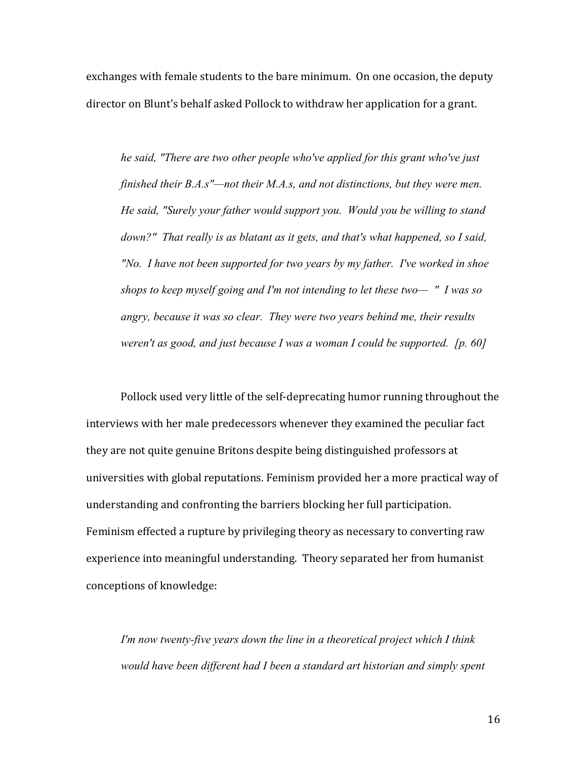exchanges with female students to the bare minimum. On one occasion, the deputy director on Blunt's behalf asked Pollock to withdraw her application for a grant.

> *he said, "There are two other people who've applied for this grant who've just finished their B.A.s"—not their M.A.s, and not distinctions, but they were men. He said, "Surely your father would support you. Would you be willing to stand down?" That really is as blatant as it gets, and that's what happened, so I said, "No. I have not been supported for two years by my father. I've worked in shoe shops to keep myself going and I'm not intending to let these two— " I was so angry, because it was so clear. They were two years behind me, their results weren't as good, and just because I was a woman I could be supported. [p. 60]*

Pollock used very little of the self-deprecating humor running throughout the interviews with her male predecessors whenever they examined the peculiar fact they are not quite genuine Britons despite being distinguished professors at universities with global reputations. Feminism provided her a more practical way of understanding and confronting the barriers blocking her full participation. Feminism effected a rupture by privileging theory as necessary to converting raw experience into meaningful understanding. Theory separated her from humanist conceptions of knowledge:

> *I'm now twenty-five years down the line in a theoretical project which I think would have been different had I been a standard art historian and simply spent*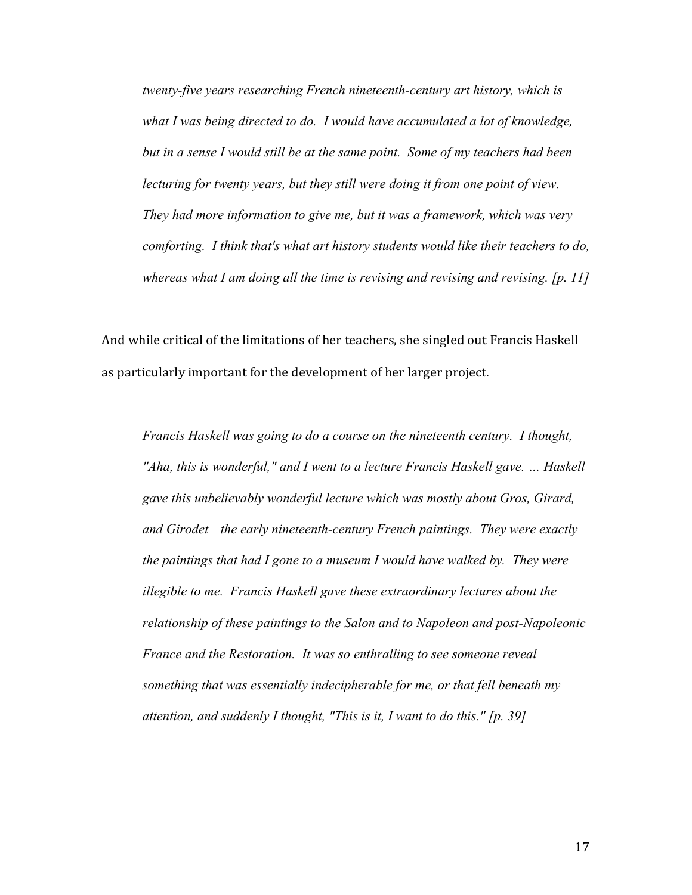*twenty-five years researching French nineteenth-century art history, which is what I was being directed to do. I would have accumulated a lot of knowledge, but in a sense I would still be at the same point. Some of my teachers had been lecturing for twenty years, but they still were doing it from one point of view. They had more information to give me, but it was a framework, which was very comforting. I think that's what art history students would like their teachers to do, whereas what I am doing all the time is revising and revising and revising. [p. 11]*

And while critical of the limitations of her teachers, she singled out Francis Haskell as particularly important for the development of her larger project.

*Francis Haskell was going to do a course on the nineteenth century. I thought, "Aha, this is wonderful," and I went to a lecture Francis Haskell gave. … Haskell gave this unbelievably wonderful lecture which was mostly about Gros, Girard, and Girodet—the early nineteenth-century French paintings. They were exactly the paintings that had I gone to a museum I would have walked by. They were illegible to me. Francis Haskell gave these extraordinary lectures about the relationship of these paintings to the Salon and to Napoleon and post-Napoleonic France and the Restoration. It was so enthralling to see someone reveal something that was essentially indecipherable for me, or that fell beneath my attention, and suddenly I thought, "This is it, I want to do this." [p. 39]*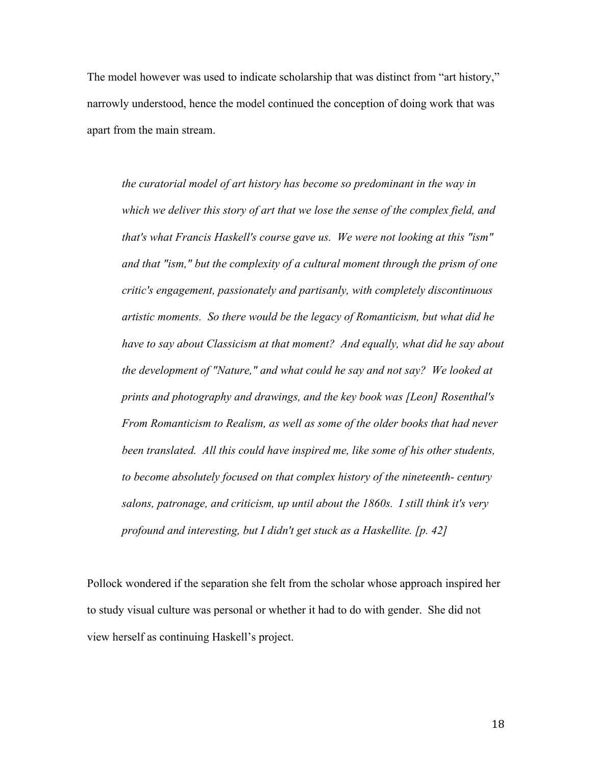The model however was used to indicate scholarship that was distinct from "art history," narrowly understood, hence the model continued the conception of doing work that was apart from the main stream.

> *the curatorial model of art history has become so predominant in the way in which we deliver this story of art that we lose the sense of the complex field, and that's what Francis Haskell's course gave us. We were not looking at this "ism" and that "ism," but the complexity of a cultural moment through the prism of one critic's engagement, passionately and partisanly, with completely discontinuous artistic moments. So there would be the legacy of Romanticism, but what did he have to say about Classicism at that moment? And equally, what did he say about the development of "Nature," and what could he say and not say? We looked at prints and photography and drawings, and the key book was [Leon] Rosenthal's From Romanticism to Realism, as well as some of the older books that had never been translated. All this could have inspired me, like some of his other students, to become absolutely focused on that complex history of the nineteenth- century salons, patronage, and criticism, up until about the 1860s. I still think it's very profound and interesting, but I didn't get stuck as a Haskellite. [p. 42]*

Pollock wondered if the separation she felt from the scholar whose approach inspired her to study visual culture was personal or whether it had to do with gender. She did not view herself as continuing Haskell's project.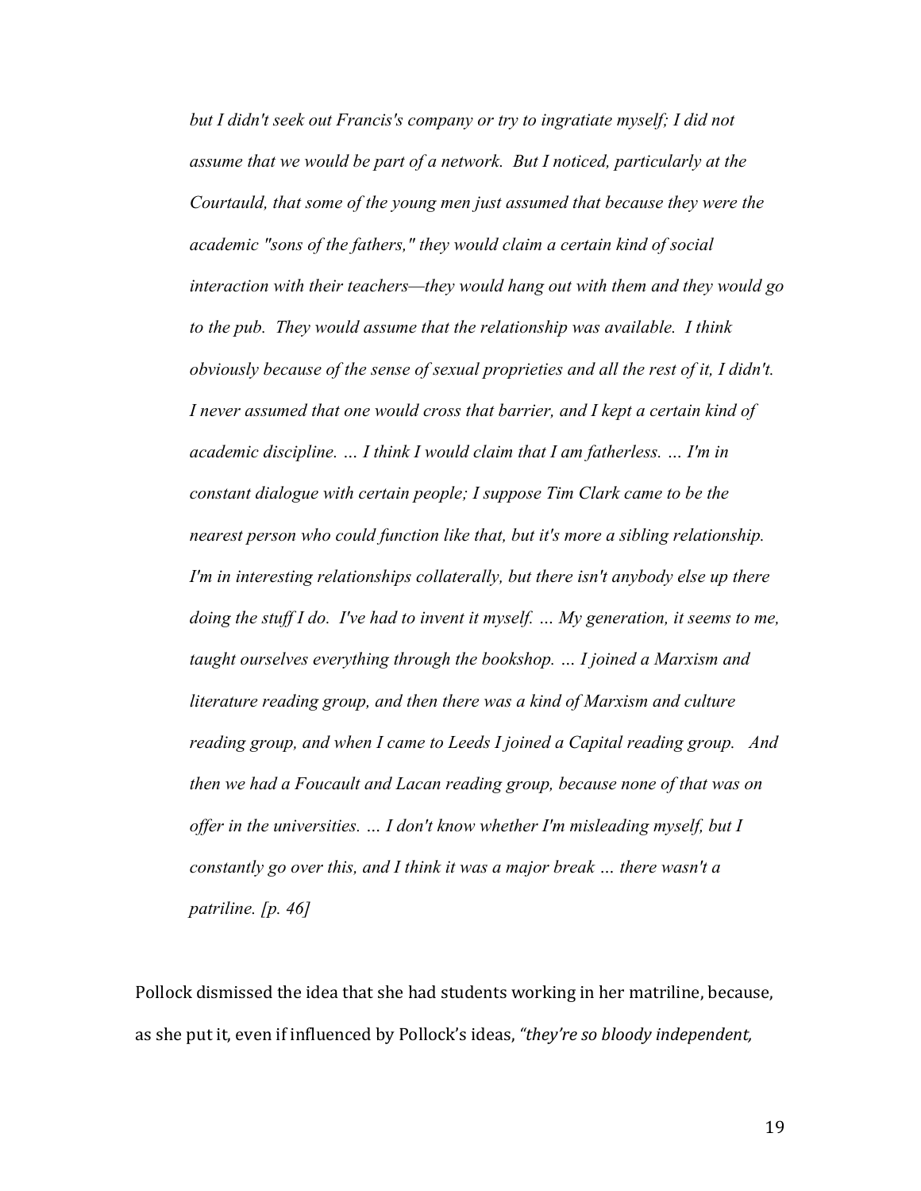*but I didn't seek out Francis's company or try to ingratiate myself; I did not assume that we would be part of a network. But I noticed, particularly at the Courtauld, that some of the young men just assumed that because they were the academic "sons of the fathers," they would claim a certain kind of social interaction with their teachers—they would hang out with them and they would go to the pub. They would assume that the relationship was available. I think obviously because of the sense of sexual proprieties and all the rest of it, I didn't. I never assumed that one would cross that barrier, and I kept a certain kind of academic discipline. … I think I would claim that I am fatherless. … I'm in constant dialogue with certain people; I suppose Tim Clark came to be the nearest person who could function like that, but it's more a sibling relationship. I'm in interesting relationships collaterally, but there isn't anybody else up there doing the stuff I do. I've had to invent it myself. … My generation, it seems to me, taught ourselves everything through the bookshop. … I joined a Marxism and literature reading group, and then there was a kind of Marxism and culture reading group, and when I came to Leeds I joined a Capital reading group. And then we had a Foucault and Lacan reading group, because none of that was on offer in the universities. … I don't know whether I'm misleading myself, but I constantly go over this, and I think it was a major break … there wasn't a patriline. [p. 46]*

Pollock dismissed the idea that she had students working in her matriline, because, as she put it, even if influenced by Pollock's ideas, *"they're so bloody independent,*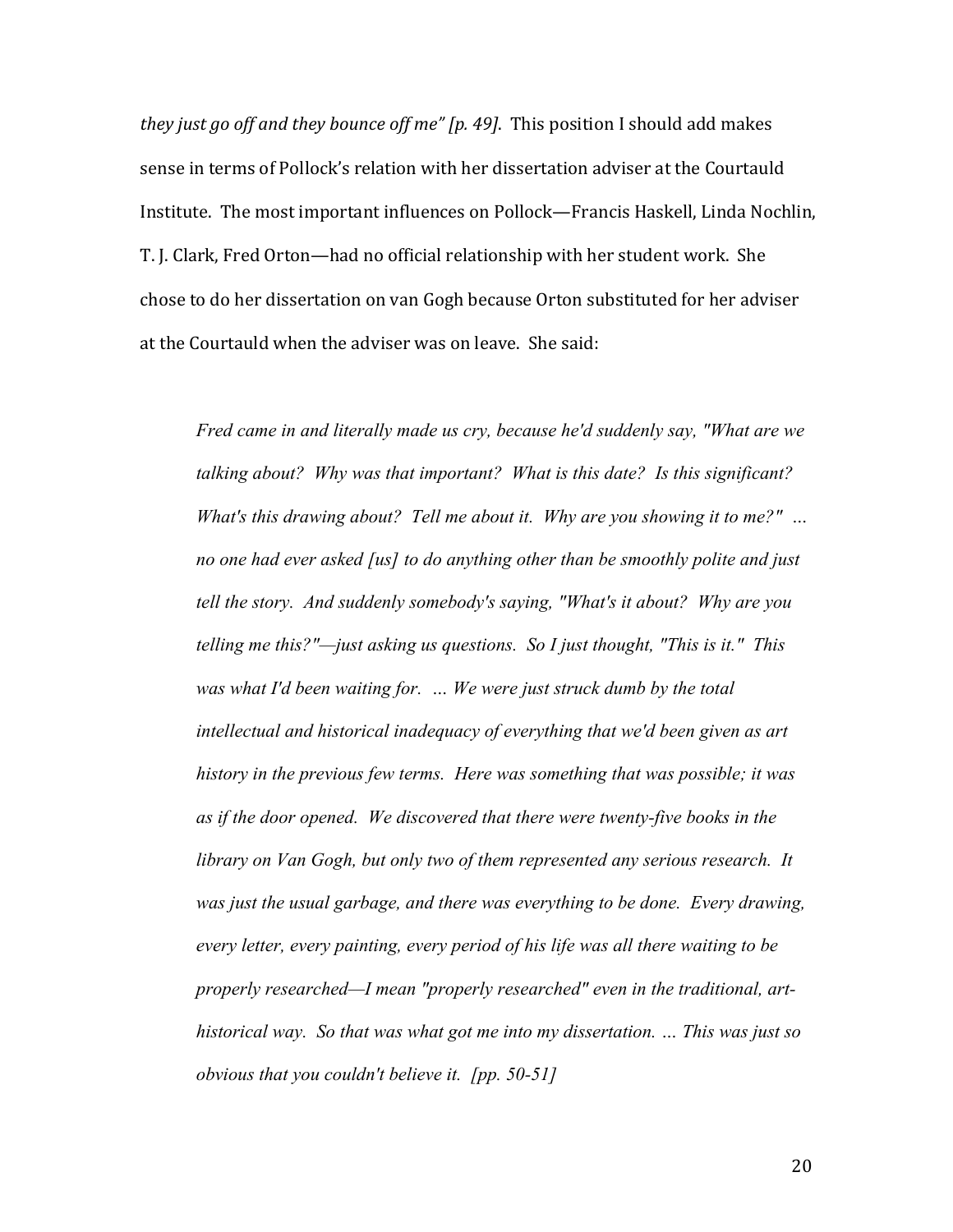*they just go off and they bounce off me" [p. 49]*. This position I should add makes sense in terms of Pollock's relation with her dissertation adviser at the Courtauld Institute. The most important influences on Pollock—Francis Haskell, Linda Nochlin, T. J. Clark, Fred Orton—had no official relationship with her student work. She chose to do her dissertation on van Gogh because Orton substituted for her adviser at the Courtauld when the adviser was on leave. She said:

> *Fred came in and literally made us cry, because he'd suddenly say, "What are we talking about? Why was that important? What is this date? Is this significant? What's this drawing about? Tell me about it. Why are you showing it to me?" … no one had ever asked [us] to do anything other than be smoothly polite and just tell the story. And suddenly somebody's saying, "What's it about? Why are you telling me this?"—just asking us questions. So I just thought, "This is it." This was what I'd been waiting for. … We were just struck dumb by the total intellectual and historical inadequacy of everything that we'd been given as art history in the previous few terms. Here was something that was possible; it was as if the door opened. We discovered that there were twenty-five books in the library on Van Gogh, but only two of them represented any serious research. It was just the usual garbage, and there was everything to be done. Every drawing, every letter, every painting, every period of his life was all there waiting to be properly researched—I mean "properly researched" even in the traditional, art-historical way. So that was what got me into my dissertation. … This was just so obvious that you couldn't believe it. [pp. 50-51]*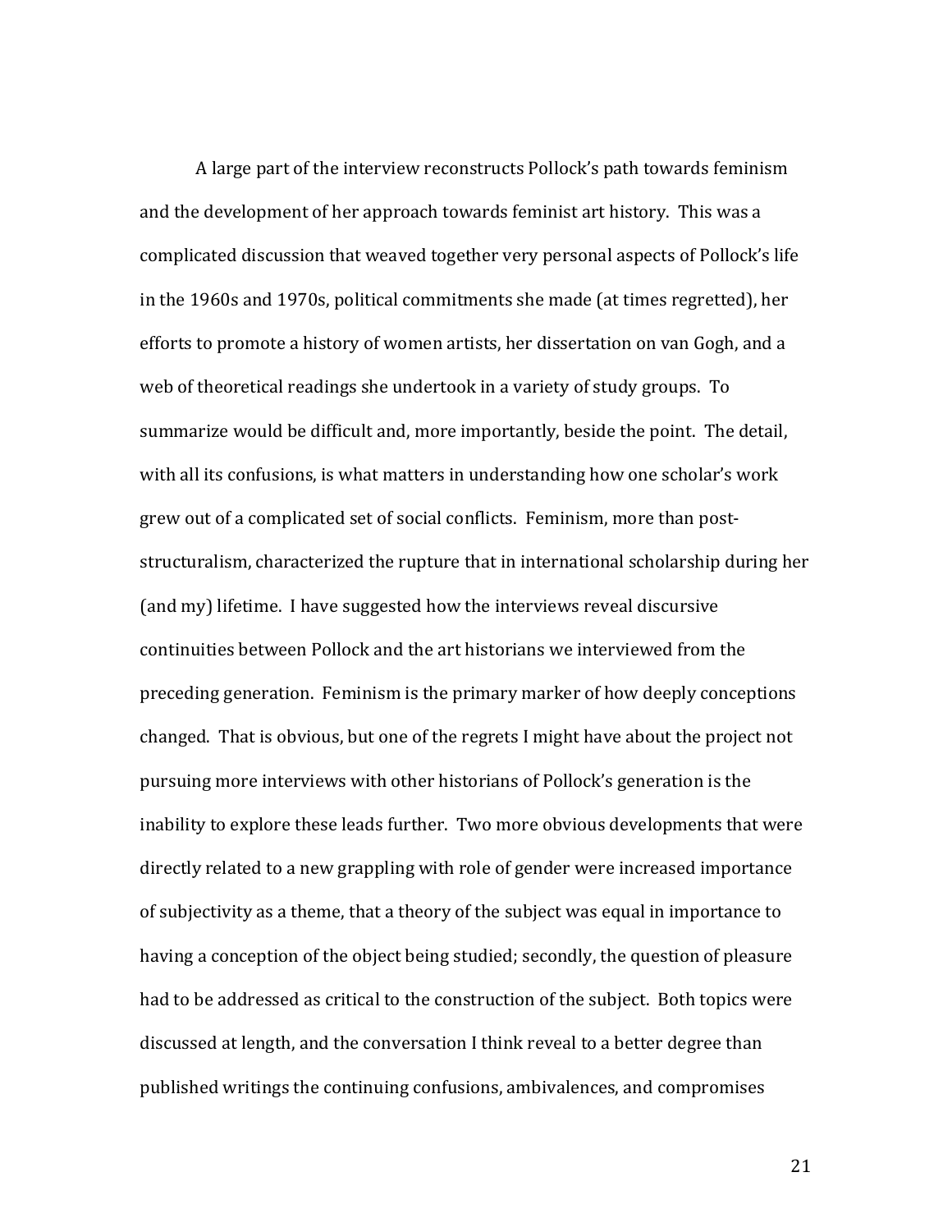A large part of the interview reconstructs Pollock's path towards feminism and the development of her approach towards feminist art history. This was a complicated discussion that weaved together very personal aspects of Pollock's life in the 1960s and 1970s, political commitments she made (at times regretted), her efforts to promote a history of women artists, her dissertation on van Gogh, and a web of theoretical readings she undertook in a variety of study groups. To summarize would be difficult and, more importantly, beside the point. The detail, with all its confusions, is what matters in understanding how one scholar's work grew out of a complicated set of social conflicts. Feminism, more than post-structuralism, characterized the rupture that in international scholarship during her (and my) lifetime. I have suggested how the interviews reveal discursive continuities between Pollock and the art historians we interviewed from the preceding generation. Feminism is the primary marker of how deeply conceptions changed. That is obvious, but one of the regrets I might have about the project not pursuing more interviews with other historians of Pollock's generation is the inability to explore these leads further. Two more obvious developments that were directly related to a new grappling with role of gender were increased importance of subjectivity as a theme, that a theory of the subject was equal in importance to having a conception of the object being studied; secondly, the question of pleasure had to be addressed as critical to the construction of the subject. Both topics were discussed at length, and the conversation I think reveal to a better degree than published writings the continuing confusions, ambivalences, and compromises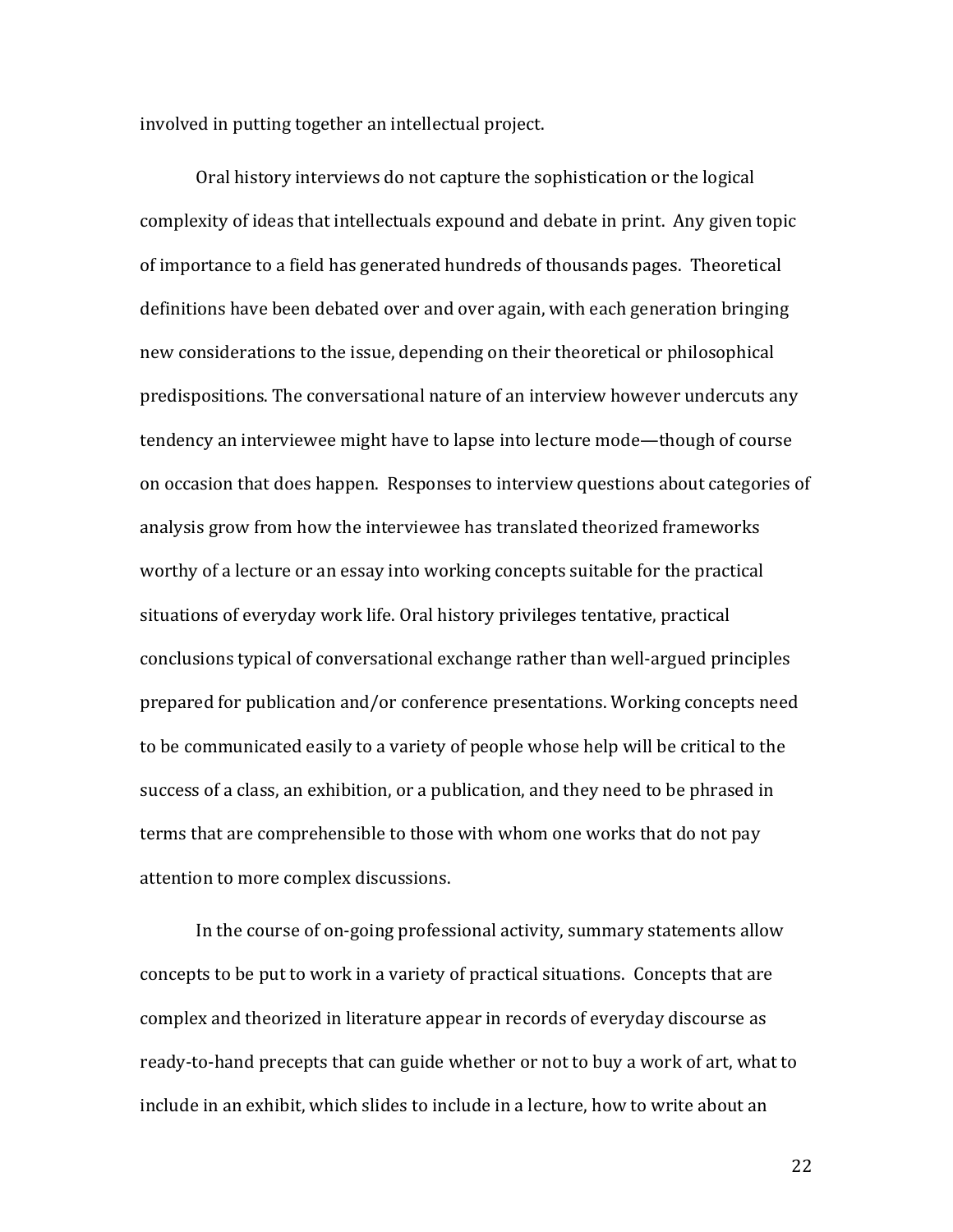involved in putting together an intellectual project.

Oral history interviews do not capture the sophistication or the logical complexity of ideas that intellectuals expound and debate in print. Any given topic of importance to a field has generated hundreds of thousands pages. Theoretical definitions have been debated over and over again, with each generation bringing new considerations to the issue, depending on their theoretical or philosophical predispositions. The conversational nature of an interview however undercuts any tendency an interviewee might have to lapse into lecture mode—though of course on occasion that does happen. Responses to interview questions about categories of analysis grow from how the interviewee has translated theorized frameworks worthy of a lecture or an essay into working concepts suitable for the practical situations of everyday work life. Oral history privileges tentative, practical conclusions typical of conversational exchange rather than well-argued principles prepared for publication and/or conference presentations. Working concepts need to be communicated easily to a variety of people whose help will be critical to the success of a class, an exhibition, or a publication, and they need to be phrased in terms that are comprehensible to those with whom one works that do not pay attention to more complex discussions.

In the course of on-going professional activity, summary statements allow concepts to be put to work in a variety of practical situations. Concepts that are complex and theorized in literature appear in records of everyday discourse as ready-to-hand precepts that can guide whether or not to buy a work of art, what to include in an exhibit, which slides to include in a lecture, how to write about an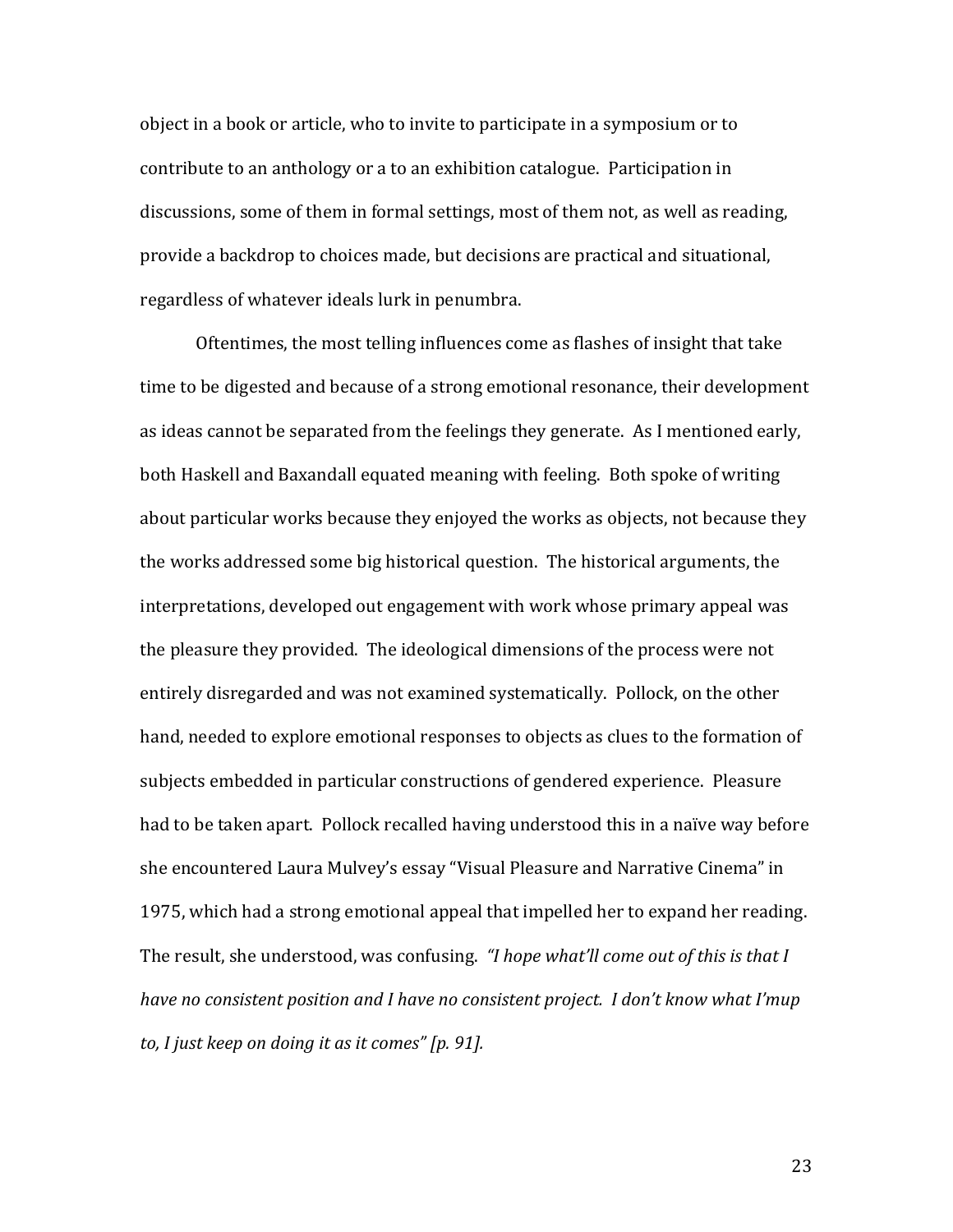object in a book or article, who to invite to participate in a symposium or to contribute to an anthology or a to an exhibition catalogue. Participation in discussions, some of them in formal settings, most of them not, as well as reading, provide a backdrop to choices made, but decisions are practical and situational, regardless of whatever ideals lurk in penumbra.

Oftentimes, the most telling influences come as flashes of insight that take time to be digested and because of a strong emotional resonance, their development as ideas cannot be separated from the feelings they generate. As I mentioned early, both Haskell and Baxandall equated meaning with feeling. Both spoke of writing about particular works because they enjoyed the works as objects, not because they the works addressed some big historical question. The historical arguments, the interpretations, developed out engagement with work whose primary appeal was the pleasure they provided. The ideological dimensions of the process were not entirely disregarded and was not examined systematically. Pollock, on the other hand, needed to explore emotional responses to objects as clues to the formation of subjects embedded in particular constructions of gendered experience. Pleasure had to be taken apart. Pollock recalled having understood this in a naïve way before she encountered Laura Mulvey's essay "Visual Pleasure and Narrative Cinema" in 1975, which had a strong emotional appeal that impelled her to expand her reading. The result, she understood, was confusing. *"I hope what'll come out of this is that I have no consistent position and I have no consistent project. I don't know what I'mup to, I just keep on doing it as it comes" [p. 91].*